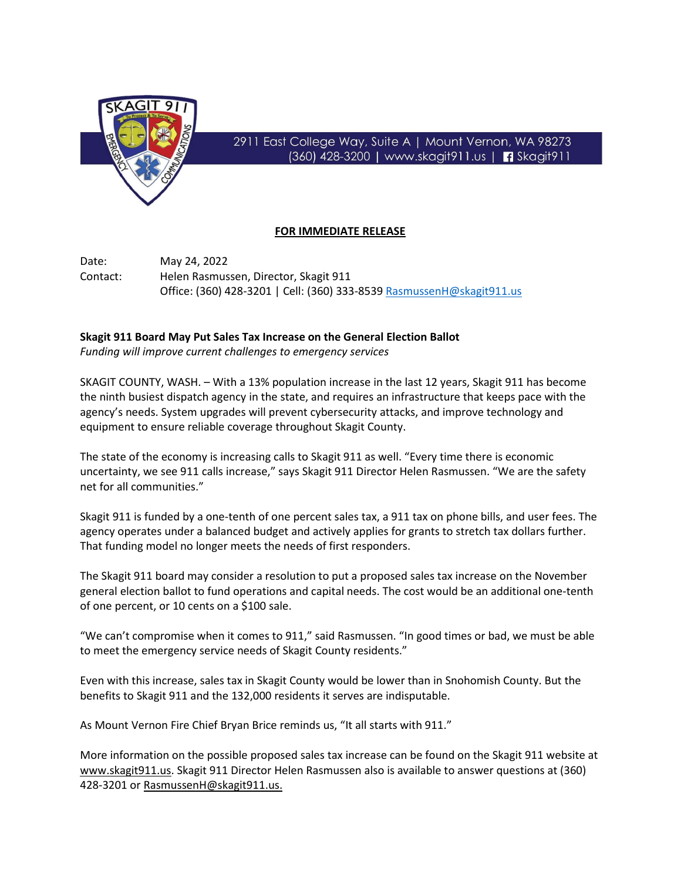SKAGIT 911

2911 East College Way, Suite A | Mount Vernon, WA 98273
(360) 428-3200 | www.skagit911.us | Skagit911

**FOR IMMEDIATE RELEASE**

Date: May 24, 2022
Contact: Helen Rasmussen, Director, Skagit 911
Office: (360) 428-3201 | Cell: (360) 333-8539 RasmussenH@skagit911.us

**Skagit 911 Board May Put Sales Tax Increase on the General Election Ballot**
*Funding will improve current challenges to emergency services*

SKAGIT COUNTY, WASH. – With a 13% population increase in the last 12 years, Skagit 911 has become the ninth busiest dispatch agency in the state, and requires an infrastructure that keeps pace with the agency's needs. System upgrades will prevent cybersecurity attacks, and improve technology and equipment to ensure reliable coverage throughout Skagit County.

The state of the economy is increasing calls to Skagit 911 as well. "Every time there is economic uncertainty, we see 911 calls increase," says Skagit 911 Director Helen Rasmussen. "We are the safety net for all communities."

Skagit 911 is funded by a one-tenth of one percent sales tax, a 911 tax on phone bills, and user fees. The agency operates under a balanced budget and actively applies for grants to stretch tax dollars further. That funding model no longer meets the needs of first responders.

The Skagit 911 board may consider a resolution to put a proposed sales tax increase on the November general election ballot to fund operations and capital needs. The cost would be an additional one-tenth of one percent, or 10 cents on a $100 sale.

"We can't compromise when it comes to 911," said Rasmussen. "In good times or bad, we must be able to meet the emergency service needs of Skagit County residents."

Even with this increase, sales tax in Skagit County would be lower than in Snohomish County. But the benefits to Skagit 911 and the 132,000 residents it serves are indisputable.

As Mount Vernon Fire Chief Bryan Brice reminds us, "It all starts with 911."

More information on the possible proposed sales tax increase can be found on the Skagit 911 website at www.skagit911.us. Skagit 911 Director Helen Rasmussen also is available to answer questions at (360) 428-3201 or RasmussenH@skagit911.us.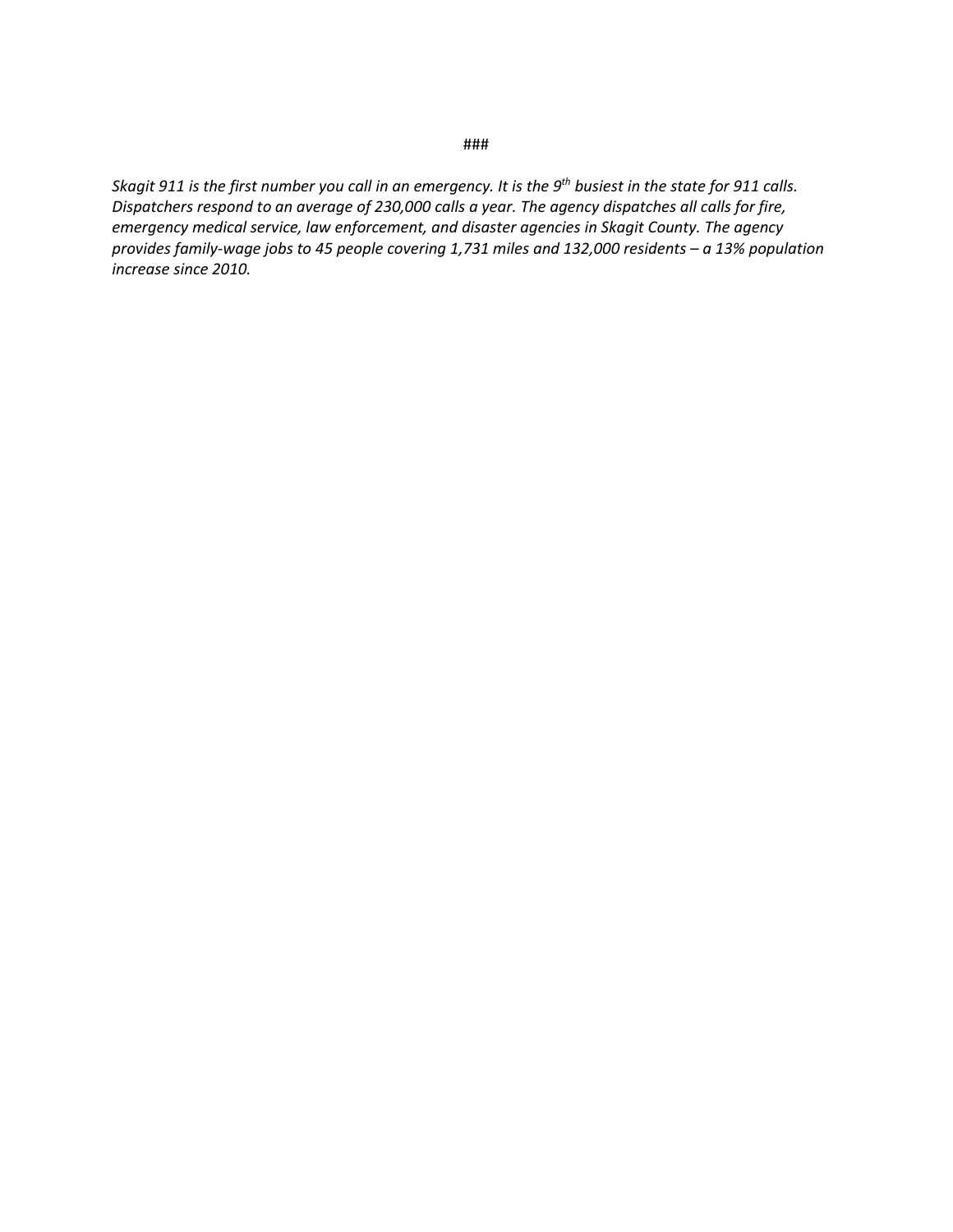###

*Skagit 911 is the first number you call in an emergency. It is the 9th busiest in the state for 911 calls. Dispatchers respond to an average of 230,000 calls a year. The agency dispatches all calls for fire, emergency medical service, law enforcement, and disaster agencies in Skagit County. The agency provides family-wage jobs to 45 people covering 1,731 miles and 132,000 residents – a 13% population increase since 2010.*